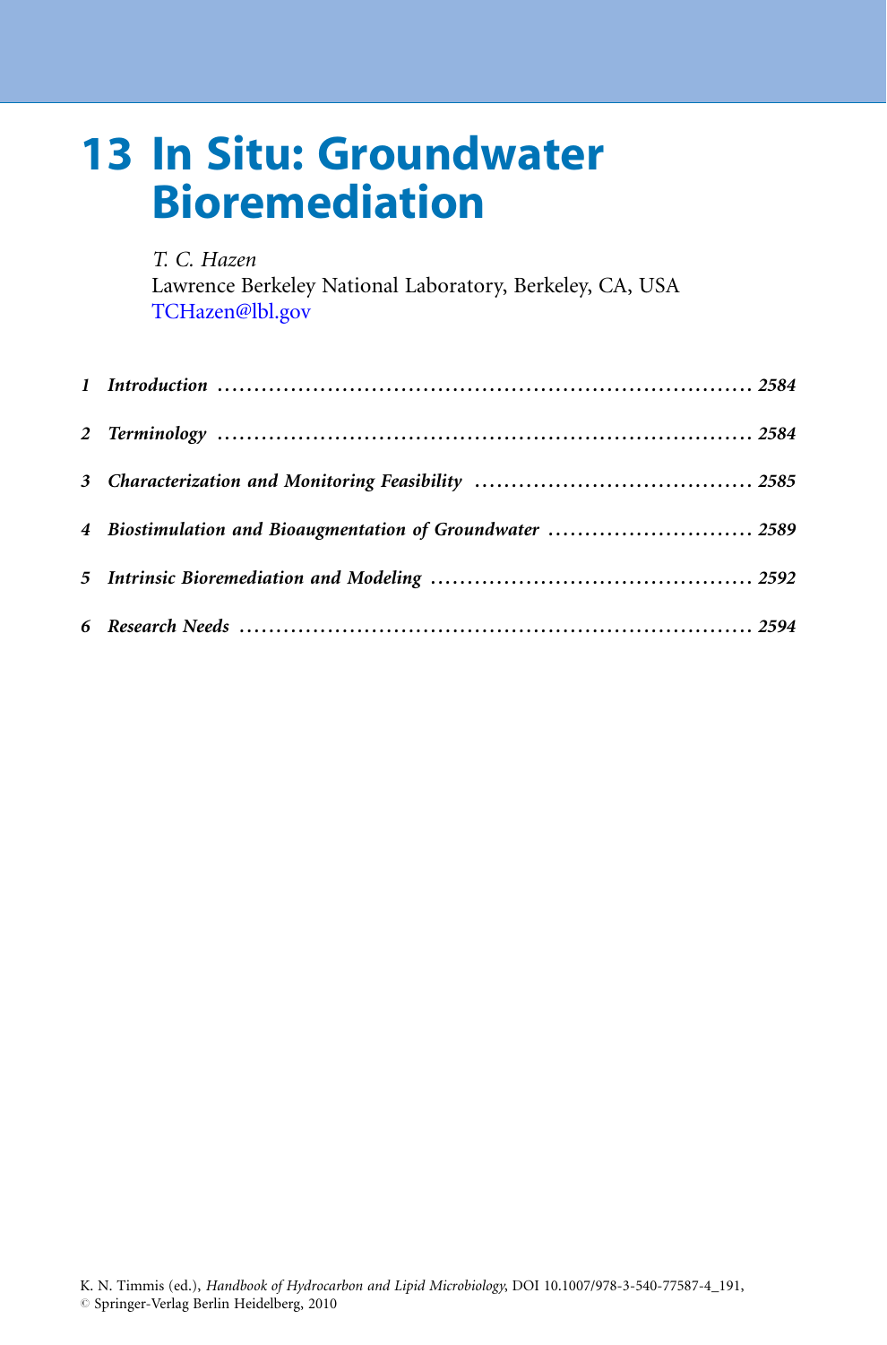# 13 In Situ: Groundwater Bioremediation

*T. C. Hazen*
Lawrence Berkeley National Laboratory, Berkeley, CA, USA
TCHazen@lbl.gov

*1 Introduction* ........................................ *2584*

*2 Terminology* ........................................ *2584*

*3 Characterization and Monitoring Feasibility* ........................................ *2585*

*4 Biostimulation and Bioaugmentation of Groundwater* ........................................ *2589*

*5 Intrinsic Bioremediation and Modeling* ........................................ *2592*

*6 Research Needs* ........................................ *2594*

K. N. Timmis (ed.), *Handbook of Hydrocarbon and Lipid Microbiology*, DOI 10.1007/978-3-540-77587-4_191,
© Springer-Verlag Berlin Heidelberg, 2010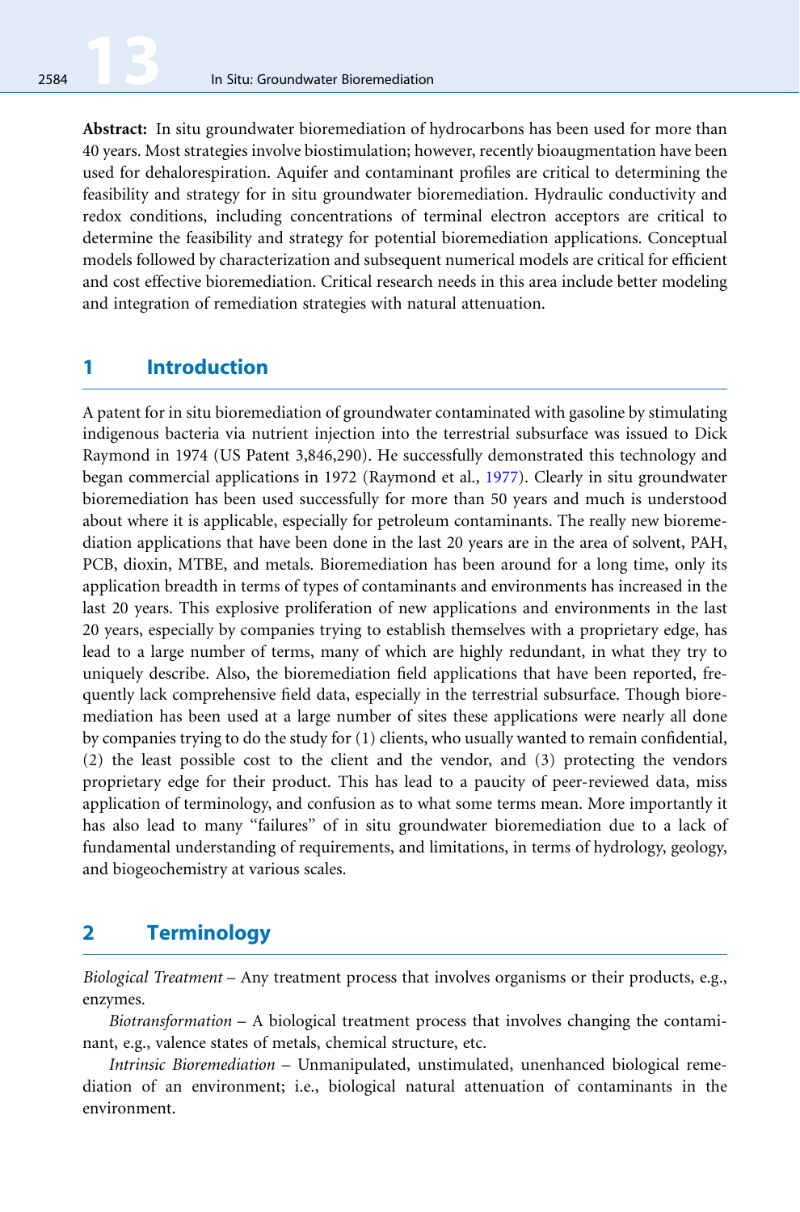**Abstract:** In situ groundwater bioremediation of hydrocarbons has been used for more than 40 years. Most strategies involve biostimulation; however, recently bioaugmentation have been used for dehalorespiration. Aquifer and contaminant profiles are critical to determining the feasibility and strategy for in situ groundwater bioremediation. Hydraulic conductivity and redox conditions, including concentrations of terminal electron acceptors are critical to determine the feasibility and strategy for potential bioremediation applications. Conceptual models followed by characterization and subsequent numerical models are critical for efficient and cost effective bioremediation. Critical research needs in this area include better modeling and integration of remediation strategies with natural attenuation.

## 1 Introduction

A patent for in situ bioremediation of groundwater contaminated with gasoline by stimulating indigenous bacteria via nutrient injection into the terrestrial subsurface was issued to Dick Raymond in 1974 (US Patent 3,846,290). He successfully demonstrated this technology and began commercial applications in 1972 (Raymond et al., 1977). Clearly in situ groundwater bioremediation has been used successfully for more than 50 years and much is understood about where it is applicable, especially for petroleum contaminants. The really new bioremediation applications that have been done in the last 20 years are in the area of solvent, PAH, PCB, dioxin, MTBE, and metals. Bioremediation has been around for a long time, only its application breadth in terms of types of contaminants and environments has increased in the last 20 years. This explosive proliferation of new applications and environments in the last 20 years, especially by companies trying to establish themselves with a proprietary edge, has lead to a large number of terms, many of which are highly redundant, in what they try to uniquely describe. Also, the bioremediation field applications that have been reported, frequently lack comprehensive field data, especially in the terrestrial subsurface. Though bioremediation has been used at a large number of sites these applications were nearly all done by companies trying to do the study for (1) clients, who usually wanted to remain confidential, (2) the least possible cost to the client and the vendor, and (3) protecting the vendors proprietary edge for their product. This has lead to a paucity of peer-reviewed data, miss application of terminology, and confusion as to what some terms mean. More importantly it has also lead to many "failures" of in situ groundwater bioremediation due to a lack of fundamental understanding of requirements, and limitations, in terms of hydrology, geology, and biogeochemistry at various scales.

## 2 Terminology

*Biological Treatment* – Any treatment process that involves organisms or their products, e.g., enzymes.

*Biotransformation* – A biological treatment process that involves changing the contaminant, e.g., valence states of metals, chemical structure, etc.

*Intrinsic Bioremediation* – Unmanipulated, unstimulated, unenhanced biological remediation of an environment; i.e., biological natural attenuation of contaminants in the environment.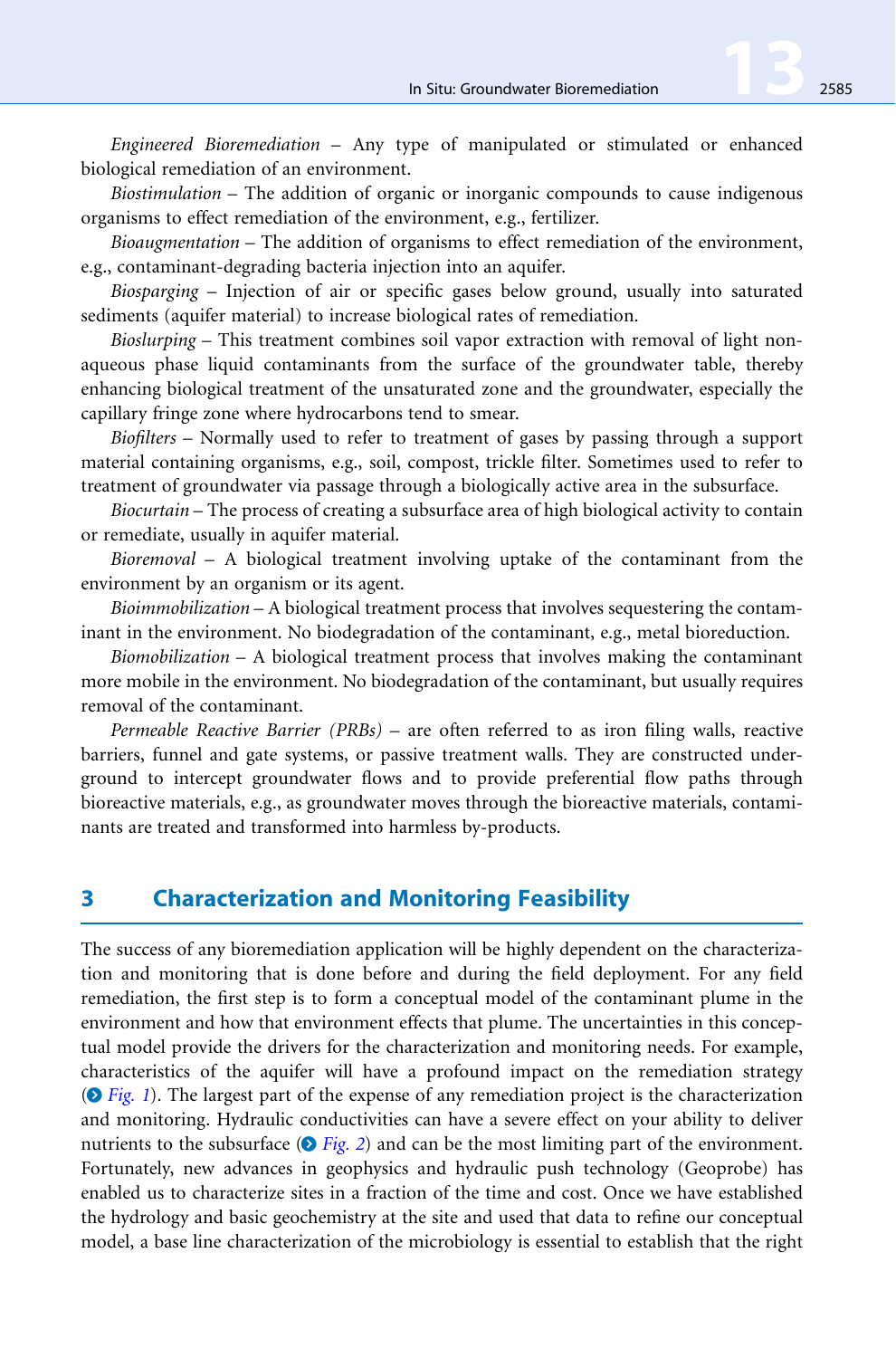*Engineered Bioremediation* – Any type of manipulated or stimulated or enhanced biological remediation of an environment.

*Biostimulation* – The addition of organic or inorganic compounds to cause indigenous organisms to effect remediation of the environment, e.g., fertilizer.

*Bioaugmentation* – The addition of organisms to effect remediation of the environment, e.g., contaminant-degrading bacteria injection into an aquifer.

*Biosparging* – Injection of air or specific gases below ground, usually into saturated sediments (aquifer material) to increase biological rates of remediation.

*Bioslurping* – This treatment combines soil vapor extraction with removal of light non-aqueous phase liquid contaminants from the surface of the groundwater table, thereby enhancing biological treatment of the unsaturated zone and the groundwater, especially the capillary fringe zone where hydrocarbons tend to smear.

*Biofilters* – Normally used to refer to treatment of gases by passing through a support material containing organisms, e.g., soil, compost, trickle filter. Sometimes used to refer to treatment of groundwater via passage through a biologically active area in the subsurface.

*Biocurtain* – The process of creating a subsurface area of high biological activity to contain or remediate, usually in aquifer material.

*Bioremoval* – A biological treatment involving uptake of the contaminant from the environment by an organism or its agent.

*Bioimmobilization* – A biological treatment process that involves sequestering the contaminant in the environment. No biodegradation of the contaminant, e.g., metal bioreduction.

*Biomobilization* – A biological treatment process that involves making the contaminant more mobile in the environment. No biodegradation of the contaminant, but usually requires removal of the contaminant.

*Permeable Reactive Barrier (PRBs)* – are often referred to as iron filing walls, reactive barriers, funnel and gate systems, or passive treatment walls. They are constructed underground to intercept groundwater flows and to provide preferential flow paths through bioreactive materials, e.g., as groundwater moves through the bioreactive materials, contaminants are treated and transformed into harmless by-products.

## 3 Characterization and Monitoring Feasibility

The success of any bioremediation application will be highly dependent on the characterization and monitoring that is done before and during the field deployment. For any field remediation, the first step is to form a conceptual model of the contaminant plume in the environment and how that environment effects that plume. The uncertainties in this conceptual model provide the drivers for the characterization and monitoring needs. For example, characteristics of the aquifer will have a profound impact on the remediation strategy (*Fig. 1*). The largest part of the expense of any remediation project is the characterization and monitoring. Hydraulic conductivities can have a severe effect on your ability to deliver nutrients to the subsurface (*Fig. 2*) and can be the most limiting part of the environment. Fortunately, new advances in geophysics and hydraulic push technology (Geoprobe) has enabled us to characterize sites in a fraction of the time and cost. Once we have established the hydrology and basic geochemistry at the site and used that data to refine our conceptual model, a base line characterization of the microbiology is essential to establish that the right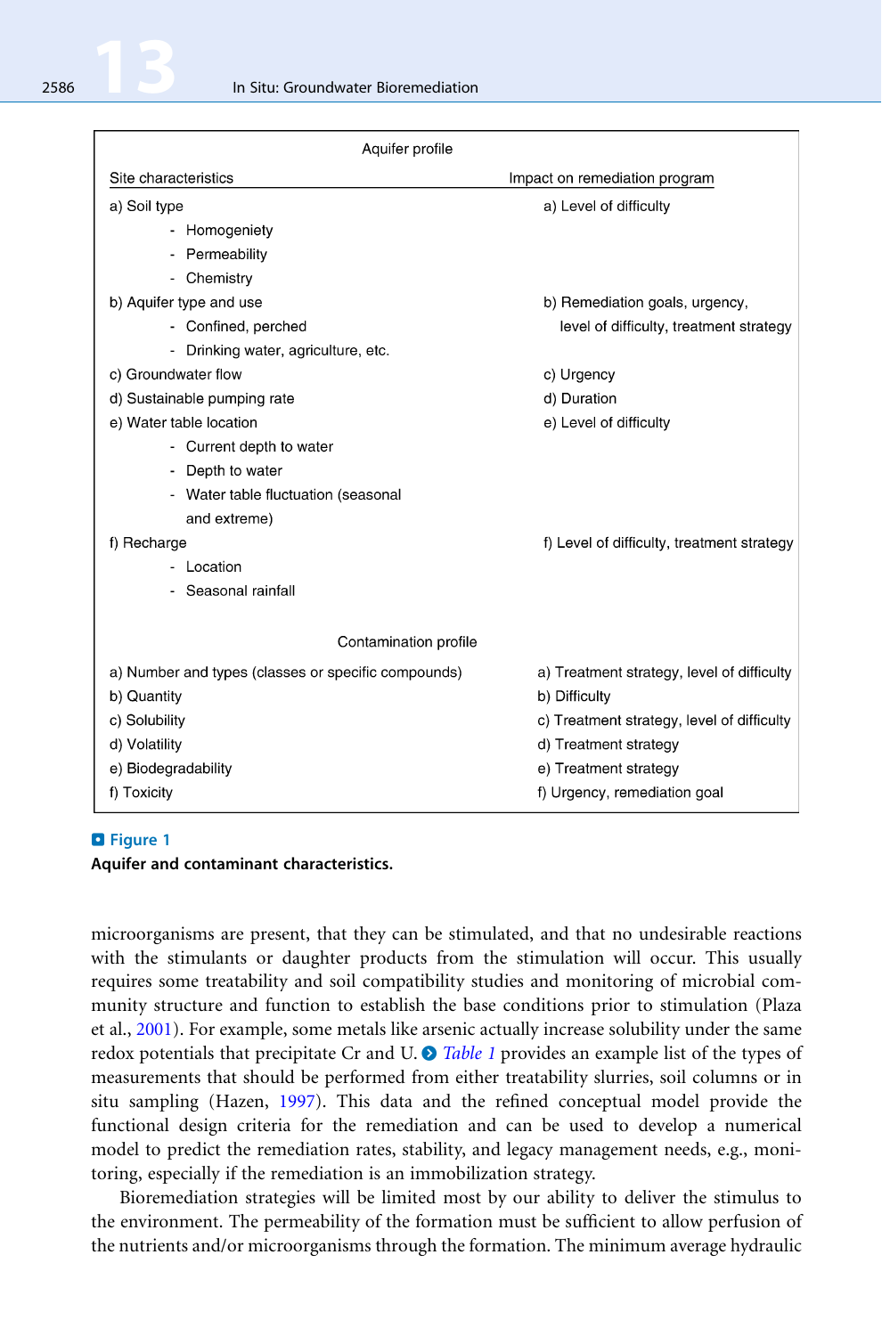| Site characteristics | Impact on remediation program |
|---|---|
| **Aquifer profile** | |
| a) Soil type | a) Level of difficulty |
| - Homogeniety | |
| - Permeability | |
| - Chemistry | |
| b) Aquifer type and use | b) Remediation goals, urgency, level of difficulty, treatment strategy |
| - Confined, perched | |
| - Drinking water, agriculture, etc. | |
| c) Groundwater flow | c) Urgency |
| d) Sustainable pumping rate | d) Duration |
| e) Water table location | e) Level of difficulty |
| - Current depth to water | |
| - Depth to water | |
| - Water table fluctuation (seasonal and extreme) | |
| f) Recharge | f) Level of difficulty, treatment strategy |
| - Location | |
| - Seasonal rainfall | |
| **Contamination profile** | |
| a) Number and types (classes or specific compounds) | a) Treatment strategy, level of difficulty |
| b) Quantity | b) Difficulty |
| c) Solubility | c) Treatment strategy, level of difficulty |
| d) Volatility | d) Treatment strategy |
| e) Biodegradability | e) Treatment strategy |
| f) Toxicity | f) Urgency, remediation goal |

**Figure 1**
**Aquifer and contaminant characteristics.**

microorganisms are present, that they can be stimulated, and that no undesirable reactions with the stimulants or daughter products from the stimulation will occur. This usually requires some treatability and soil compatibility studies and monitoring of microbial community structure and function to establish the base conditions prior to stimulation (Plaza et al., 2001). For example, some metals like arsenic actually increase solubility under the same redox potentials that precipitate Cr and U. *Table 1* provides an example list of the types of measurements that should be performed from either treatability slurries, soil columns or in situ sampling (Hazen, 1997). This data and the refined conceptual model provide the functional design criteria for the remediation and can be used to develop a numerical model to predict the remediation rates, stability, and legacy management needs, e.g., monitoring, especially if the remediation is an immobilization strategy.

Bioremediation strategies will be limited most by our ability to deliver the stimulus to the environment. The permeability of the formation must be sufficient to allow perfusion of the nutrients and/or microorganisms through the formation. The minimum average hydraulic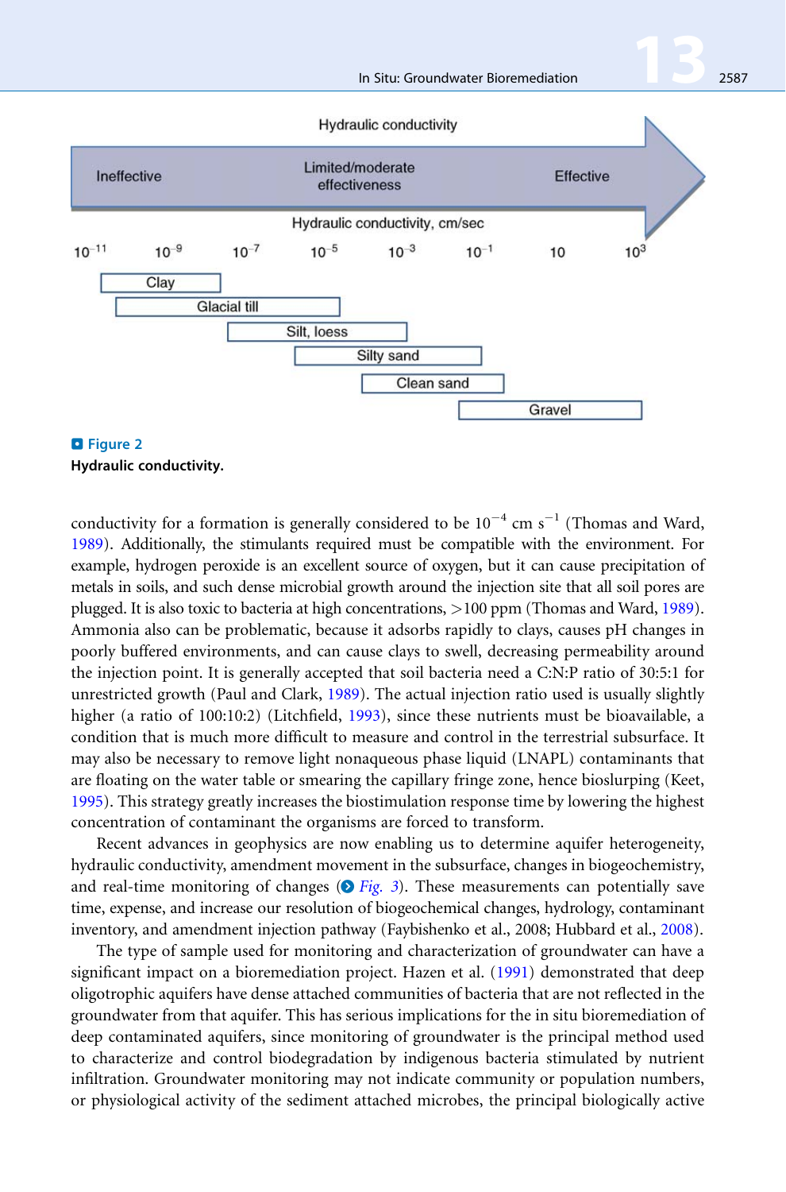**Figure 2**

**Hydraulic conductivity.**

conductivity for a formation is generally considered to be $10^{-4}$ cm $s^{-1}$ (Thomas and Ward, 1989). Additionally, the stimulants required must be compatible with the environment. For example, hydrogen peroxide is an excellent source of oxygen, but it can cause precipitation of metals in soils, and such dense microbial growth around the injection site that all soil pores are plugged. It is also toxic to bacteria at high concentrations, >100 ppm (Thomas and Ward, 1989). Ammonia also can be problematic, because it adsorbs rapidly to clays, causes pH changes in poorly buffered environments, and can cause clays to swell, decreasing permeability around the injection point. It is generally accepted that soil bacteria need a C:N:P ratio of 30:5:1 for unrestricted growth (Paul and Clark, 1989). The actual injection ratio used is usually slightly higher (a ratio of 100:10:2) (Litchfield, 1993), since these nutrients must be bioavailable, a condition that is much more difficult to measure and control in the terrestrial subsurface. It may also be necessary to remove light nonaqueous phase liquid (LNAPL) contaminants that are floating on the water table or smearing the capillary fringe zone, hence bioslurping (Keet, 1995). This strategy greatly increases the biostimulation response time by lowering the highest concentration of contaminant the organisms are forced to transform.

Recent advances in geophysics are now enabling us to determine aquifer heterogeneity, hydraulic conductivity, amendment movement in the subsurface, changes in biogeochemistry, and real-time monitoring of changes (*Fig. 3*). These measurements can potentially save time, expense, and increase our resolution of biogeochemical changes, hydrology, contaminant inventory, and amendment injection pathway (Faybishenko et al., 2008; Hubbard et al., 2008).

The type of sample used for monitoring and characterization of groundwater can have a significant impact on a bioremediation project. Hazen et al. (1991) demonstrated that deep oligotrophic aquifers have dense attached communities of bacteria that are not reflected in the groundwater from that aquifer. This has serious implications for the in situ bioremediation of deep contaminated aquifers, since monitoring of groundwater is the principal method used to characterize and control biodegradation by indigenous bacteria stimulated by nutrient infiltration. Groundwater monitoring may not indicate community or population numbers, or physiological activity of the sediment attached microbes, the principal biologically active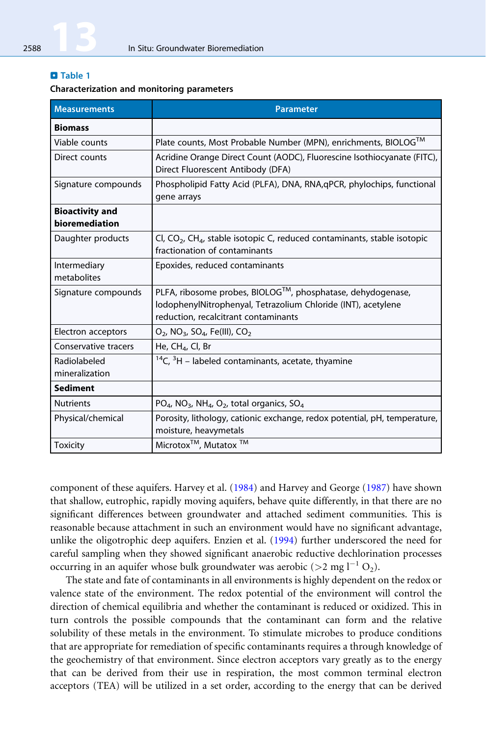**Table 1**

**Characterization and monitoring parameters**

| Measurements | Parameter |
|---|---|
| **Biomass** | |
| Viable counts | Plate counts, Most Probable Number (MPN), enrichments, BIOLOG™ |
| Direct counts | Acridine Orange Direct Count (AODC), Fluorescine Isothiocyanate (FITC), Direct Fluorescent Antibody (DFA) |
| Signature compounds | Phospholipid Fatty Acid (PLFA), DNA, RNA,qPCR, phylochips, functional gene arrays |
| **Bioactivity and bioremediation** | |
| Daughter products | Cl, $CO_2$, $CH_4$, stable isotopic C, reduced contaminants, stable isotopic fractionation of contaminants |
| Intermediary metabolites | Epoxides, reduced contaminants |
| Signature compounds | PLFA, ribosome probes, BIOLOG™, phosphatase, dehydogenase, IodophenylNitrophenyal, Tetrazolium Chloride (INT), acetylene reduction, recalcitrant contaminants |
| Electron acceptors | $O_2$, $NO_3$, $SO_4$, Fe(III), $CO_2$ |
| Conservative tracers | He, $CH_4$, Cl, Br |
| Radiolabeled mineralization | $^{14}C$, $^{3}H$ – labeled contaminants, acetate, thyamine |
| **Sediment** | |
| Nutrients | $PO_4$, $NO_3$, $NH_4$, $O_2$, total organics, $SO_4$ |
| Physical/chemical | Porosity, lithology, cationic exchange, redox potential, pH, temperature, moisture, heavymetals |
| Toxicity | Microtox™, Mutatox ™ |

component of these aquifers. Harvey et al. (1984) and Harvey and George (1987) have shown that shallow, eutrophic, rapidly moving aquifers, behave quite differently, in that there are no significant differences between groundwater and attached sediment communities. This is reasonable because attachment in such an environment would have no significant advantage, unlike the oligotrophic deep aquifers. Enzien et al. (1994) further underscored the need for careful sampling when they showed significant anaerobic reductive dechlorination processes occurring in an aquifer whose bulk groundwater was aerobic (>2 mg $l^{-1}$ $O_2$).

The state and fate of contaminants in all environments is highly dependent on the redox or valence state of the environment. The redox potential of the environment will control the direction of chemical equilibria and whether the contaminant is reduced or oxidized. This in turn controls the possible compounds that the contaminant can form and the relative solubility of these metals in the environment. To stimulate microbes to produce conditions that are appropriate for remediation of specific contaminants requires a through knowledge of the geochemistry of that environment. Since electron acceptors vary greatly as to the energy that can be derived from their use in respiration, the most common terminal electron acceptors (TEA) will be utilized in a set order, according to the energy that can be derived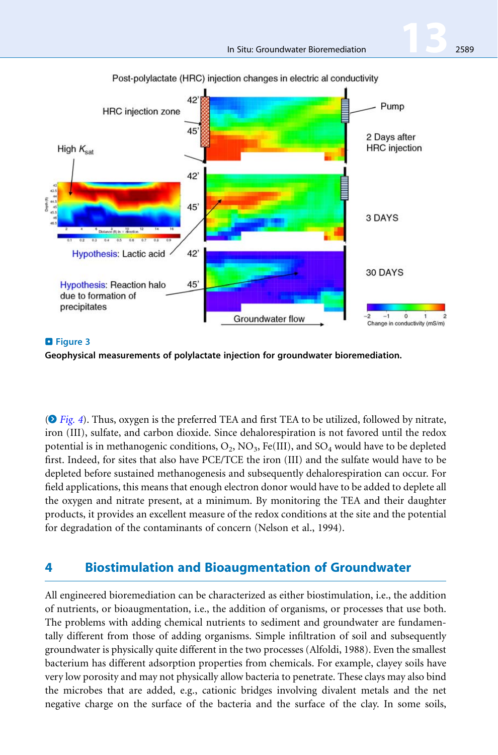**Figure 3**
**Geophysical measurements of polylactate injection for groundwater bioremediation.**

(Fig. 4). Thus, oxygen is the preferred TEA and first TEA to be utilized, followed by nitrate, iron (III), sulfate, and carbon dioxide. Since dehalorespiration is not favored until the redox potential is in methanogenic conditions, $O_2$, $NO_3$, Fe(III), and $SO_4$ would have to be depleted first. Indeed, for sites that also have PCE/TCE the iron (III) and the sulfate would have to be depleted before sustained methanogenesis and subsequently dehalorespiration can occur. For field applications, this means that enough electron donor would have to be added to deplete all the oxygen and nitrate present, at a minimum. By monitoring the TEA and their daughter products, it provides an excellent measure of the redox conditions at the site and the potential for degradation of the contaminants of concern (Nelson et al., 1994).

## 4 Biostimulation and Bioaugmentation of Groundwater

All engineered bioremediation can be characterized as either biostimulation, i.e., the addition of nutrients, or bioaugmentation, i.e., the addition of organisms, or processes that use both. The problems with adding chemical nutrients to sediment and groundwater are fundamentally different from those of adding organisms. Simple infiltration of soil and subsequently groundwater is physically quite different in the two processes (Alfoldi, 1988). Even the smallest bacterium has different adsorption properties from chemicals. For example, clayey soils have very low porosity and may not physically allow bacteria to penetrate. These clays may also bind the microbes that are added, e.g., cationic bridges involving divalent metals and the net negative charge on the surface of the bacteria and the surface of the clay. In some soils,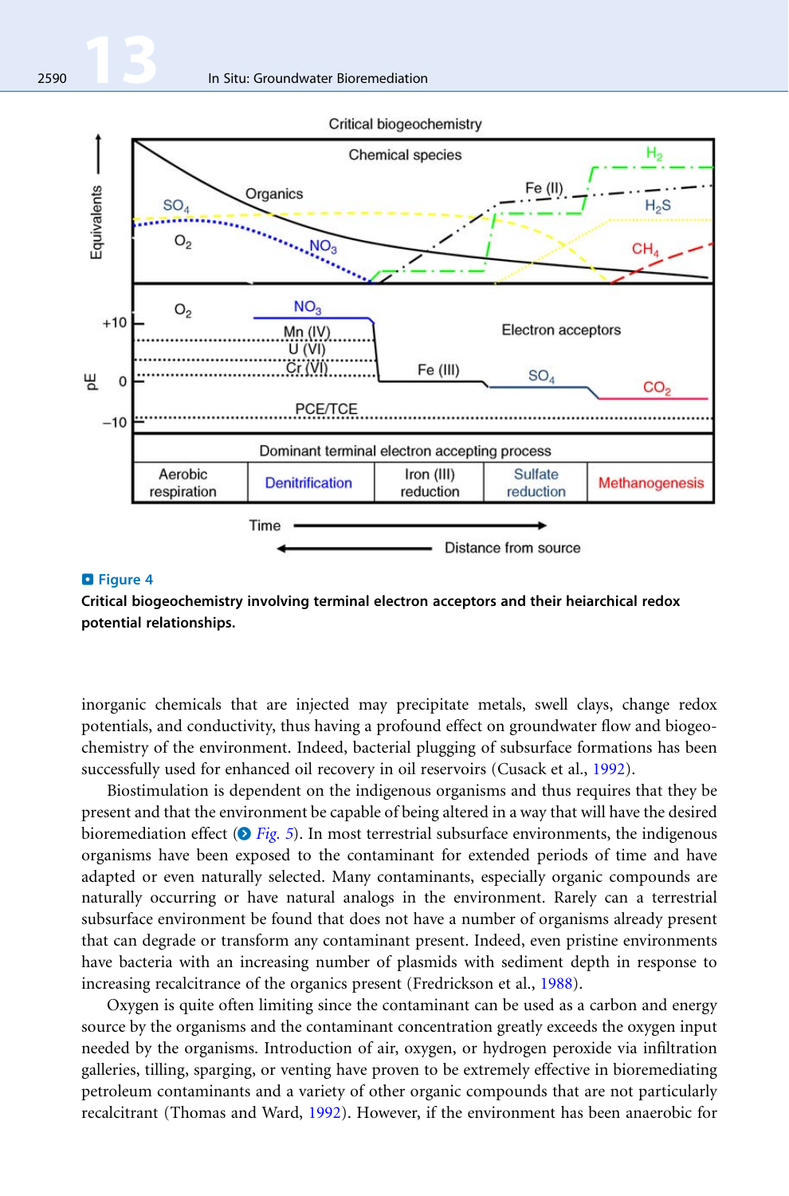**Figure 4**

**Critical biogeochemistry involving terminal electron acceptors and their heiarchical redox potential relationships.**

inorganic chemicals that are injected may precipitate metals, swell clays, change redox potentials, and conductivity, thus having a profound effect on groundwater flow and biogeochemistry of the environment. Indeed, bacterial plugging of subsurface formations has been successfully used for enhanced oil recovery in oil reservoirs (Cusack et al., 1992).

Biostimulation is dependent on the indigenous organisms and thus requires that they be present and that the environment be capable of being altered in a way that will have the desired bioremediation effect (Fig. 5). In most terrestrial subsurface environments, the indigenous organisms have been exposed to the contaminant for extended periods of time and have adapted or even naturally selected. Many contaminants, especially organic compounds are naturally occurring or have natural analogs in the environment. Rarely can a terrestrial subsurface environment be found that does not have a number of organisms already present that can degrade or transform any contaminant present. Indeed, even pristine environments have bacteria with an increasing number of plasmids with sediment depth in response to increasing recalcitrance of the organics present (Fredrickson et al., 1988).

Oxygen is quite often limiting since the contaminant can be used as a carbon and energy source by the organisms and the contaminant concentration greatly exceeds the oxygen input needed by the organisms. Introduction of air, oxygen, or hydrogen peroxide via infiltration galleries, tilling, sparging, or venting have proven to be extremely effective in bioremediating petroleum contaminants and a variety of other organic compounds that are not particularly recalcitrant (Thomas and Ward, 1992). However, if the environment has been anaerobic for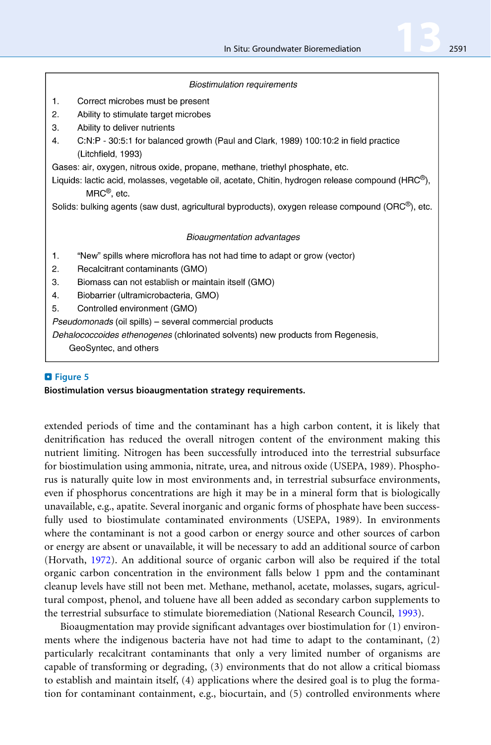*Biostimulation requirements*

1. Correct microbes must be present
2. Ability to stimulate target microbes
3. Ability to deliver nutrients
4. C:N:P - 30:5:1 for balanced growth (Paul and Clark, 1989) 100:10:2 in field practice (Litchfield, 1993)

Gases: air, oxygen, nitrous oxide, propane, methane, triethyl phosphate, etc.

Liquids: lactic acid, molasses, vegetable oil, acetate, Chitin, hydrogen release compound (HRC®), MRC®, etc.

Solids: bulking agents (saw dust, agricultural byproducts), oxygen release compound (ORC®), etc.

*Bioaugmentation advantages*

1. "New" spills where microflora has not had time to adapt or grow (vector)
2. Recalcitrant contaminants (GMO)
3. Biomass can not establish or maintain itself (GMO)
4. Biobarrier (ultramicrobacteria, GMO)
5. Controlled environment (GMO)

*Pseudomonads* (oil spills) – several commercial products

*Dehalococcoides ethenogenes* (chlorinated solvents) new products from Regenesis, GeoSyntec, and others

**Figure 5**

**Biostimulation versus bioaugmentation strategy requirements.**

extended periods of time and the contaminant has a high carbon content, it is likely that denitrification has reduced the overall nitrogen content of the environment making this nutrient limiting. Nitrogen has been successfully introduced into the terrestrial subsurface for biostimulation using ammonia, nitrate, urea, and nitrous oxide (USEPA, 1989). Phosphorus is naturally quite low in most environments and, in terrestrial subsurface environments, even if phosphorus concentrations are high it may be in a mineral form that is biologically unavailable, e.g., apatite. Several inorganic and organic forms of phosphate have been successfully used to biostimulate contaminated environments (USEPA, 1989). In environments where the contaminant is not a good carbon or energy source and other sources of carbon or energy are absent or unavailable, it will be necessary to add an additional source of carbon (Horvath, 1972). An additional source of organic carbon will also be required if the total organic carbon concentration in the environment falls below 1 ppm and the contaminant cleanup levels have still not been met. Methane, methanol, acetate, molasses, sugars, agricultural compost, phenol, and toluene have all been added as secondary carbon supplements to the terrestrial subsurface to stimulate bioremediation (National Research Council, 1993).

Bioaugmentation may provide significant advantages over biostimulation for (1) environments where the indigenous bacteria have not had time to adapt to the contaminant, (2) particularly recalcitrant contaminants that only a very limited number of organisms are capable of transforming or degrading, (3) environments that do not allow a critical biomass to establish and maintain itself, (4) applications where the desired goal is to plug the formation for contaminant containment, e.g., biocurtain, and (5) controlled environments where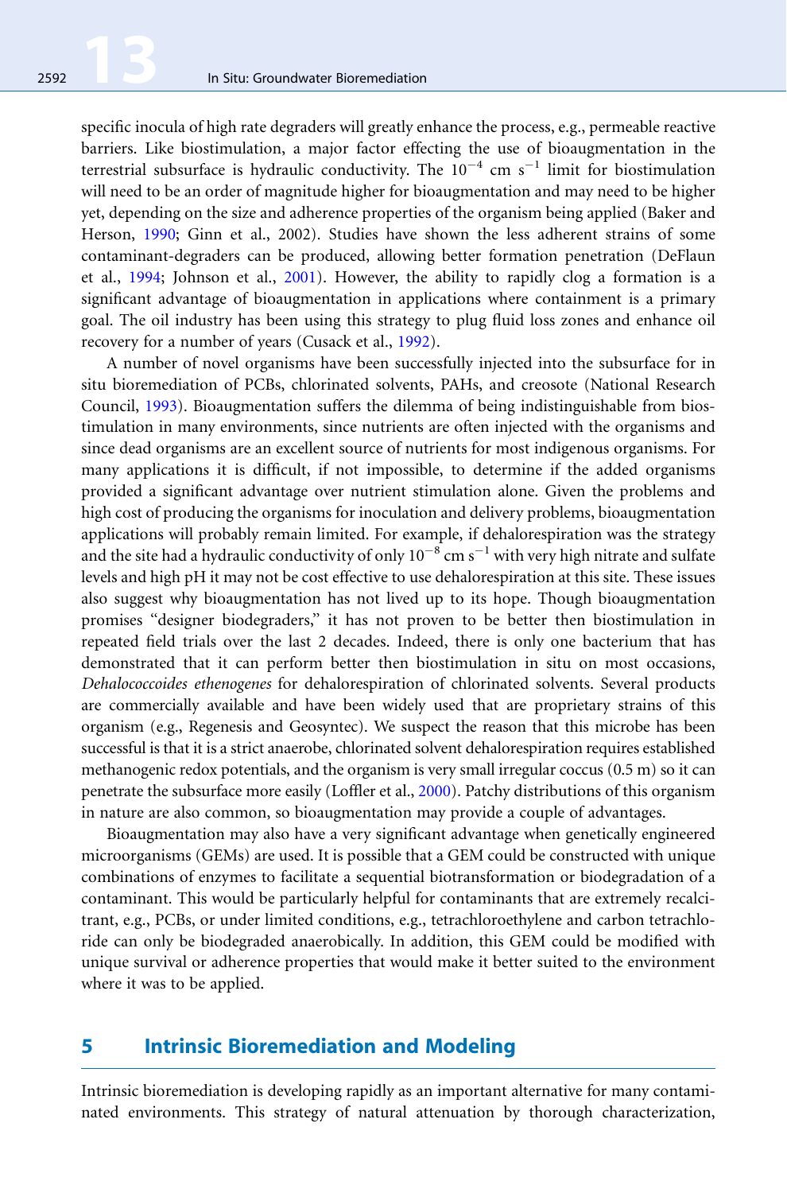specific inocula of high rate degraders will greatly enhance the process, e.g., permeable reactive barriers. Like biostimulation, a major factor effecting the use of bioaugmentation in the terrestrial subsurface is hydraulic conductivity. The $10^{-4}$ cm $s^{-1}$ limit for biostimulation will need to be an order of magnitude higher for bioaugmentation and may need to be higher yet, depending on the size and adherence properties of the organism being applied (Baker and Herson, 1990; Ginn et al., 2002). Studies have shown the less adherent strains of some contaminant-degraders can be produced, allowing better formation penetration (DeFlaun et al., 1994; Johnson et al., 2001). However, the ability to rapidly clog a formation is a significant advantage of bioaugmentation in applications where containment is a primary goal. The oil industry has been using this strategy to plug fluid loss zones and enhance oil recovery for a number of years (Cusack et al., 1992).

A number of novel organisms have been successfully injected into the subsurface for in situ bioremediation of PCBs, chlorinated solvents, PAHs, and creosote (National Research Council, 1993). Bioaugmentation suffers the dilemma of being indistinguishable from biostimulation in many environments, since nutrients are often injected with the organisms and since dead organisms are an excellent source of nutrients for most indigenous organisms. For many applications it is difficult, if not impossible, to determine if the added organisms provided a significant advantage over nutrient stimulation alone. Given the problems and high cost of producing the organisms for inoculation and delivery problems, bioaugmentation applications will probably remain limited. For example, if dehalorespiration was the strategy and the site had a hydraulic conductivity of only $10^{-8}$ cm $s^{-1}$ with very high nitrate and sulfate levels and high pH it may not be cost effective to use dehalorespiration at this site. These issues also suggest why bioaugmentation has not lived up to its hope. Though bioaugmentation promises "designer biodegraders," it has not proven to be better then biostimulation in repeated field trials over the last 2 decades. Indeed, there is only one bacterium that has demonstrated that it can perform better then biostimulation in situ on most occasions, *Dehalococcoides ethenogenes* for dehalorespiration of chlorinated solvents. Several products are commercially available and have been widely used that are proprietary strains of this organism (e.g., Regenesis and Geosyntec). We suspect the reason that this microbe has been successful is that it is a strict anaerobe, chlorinated solvent dehalorespiration requires established methanogenic redox potentials, and the organism is very small irregular coccus (0.5 m) so it can penetrate the subsurface more easily (Loffler et al., 2000). Patchy distributions of this organism in nature are also common, so bioaugmentation may provide a couple of advantages.

Bioaugmentation may also have a very significant advantage when genetically engineered microorganisms (GEMs) are used. It is possible that a GEM could be constructed with unique combinations of enzymes to facilitate a sequential biotransformation or biodegradation of a contaminant. This would be particularly helpful for contaminants that are extremely recalcitrant, e.g., PCBs, or under limited conditions, e.g., tetrachloroethylene and carbon tetrachloride can only be biodegraded anaerobically. In addition, this GEM could be modified with unique survival or adherence properties that would make it better suited to the environment where it was to be applied.

## 5 Intrinsic Bioremediation and Modeling

Intrinsic bioremediation is developing rapidly as an important alternative for many contaminated environments. This strategy of natural attenuation by thorough characterization,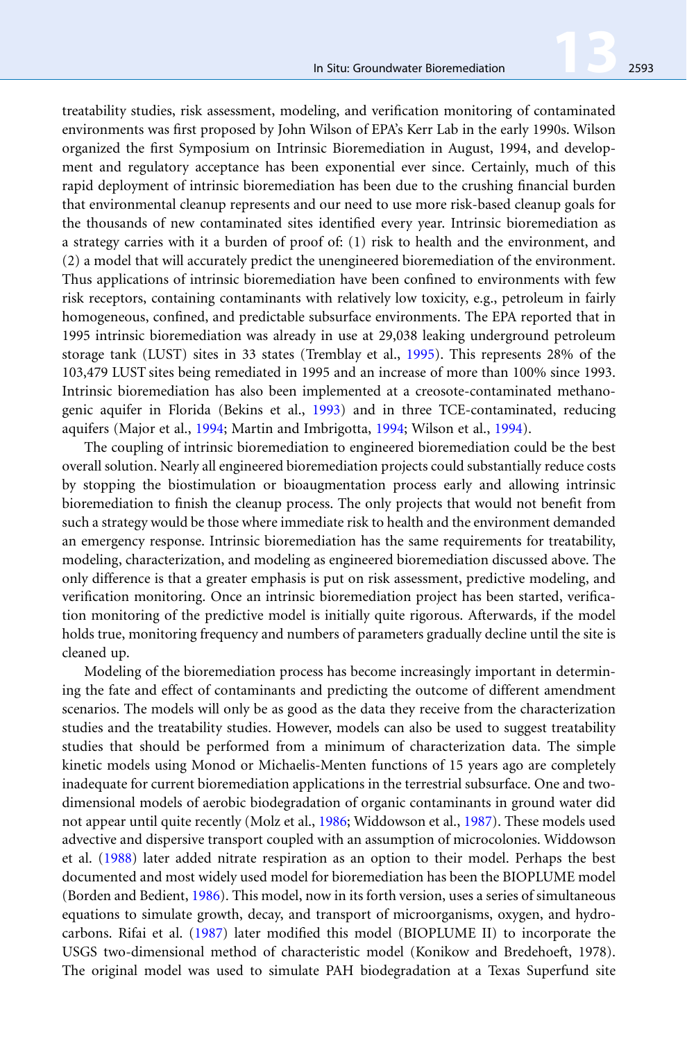treatability studies, risk assessment, modeling, and verification monitoring of contaminated environments was first proposed by John Wilson of EPA's Kerr Lab in the early 1990s. Wilson organized the first Symposium on Intrinsic Bioremediation in August, 1994, and development and regulatory acceptance has been exponential ever since. Certainly, much of this rapid deployment of intrinsic bioremediation has been due to the crushing financial burden that environmental cleanup represents and our need to use more risk-based cleanup goals for the thousands of new contaminated sites identified every year. Intrinsic bioremediation as a strategy carries with it a burden of proof of: (1) risk to health and the environment, and (2) a model that will accurately predict the unengineered bioremediation of the environment. Thus applications of intrinsic bioremediation have been confined to environments with few risk receptors, containing contaminants with relatively low toxicity, e.g., petroleum in fairly homogeneous, confined, and predictable subsurface environments. The EPA reported that in 1995 intrinsic bioremediation was already in use at 29,038 leaking underground petroleum storage tank (LUST) sites in 33 states (Tremblay et al., 1995). This represents 28% of the 103,479 LUST sites being remediated in 1995 and an increase of more than 100% since 1993. Intrinsic bioremediation has also been implemented at a creosote-contaminated methanogenic aquifer in Florida (Bekins et al., 1993) and in three TCE-contaminated, reducing aquifers (Major et al., 1994; Martin and Imbrigotta, 1994; Wilson et al., 1994).

The coupling of intrinsic bioremediation to engineered bioremediation could be the best overall solution. Nearly all engineered bioremediation projects could substantially reduce costs by stopping the biostimulation or bioaugmentation process early and allowing intrinsic bioremediation to finish the cleanup process. The only projects that would not benefit from such a strategy would be those where immediate risk to health and the environment demanded an emergency response. Intrinsic bioremediation has the same requirements for treatability, modeling, characterization, and modeling as engineered bioremediation discussed above. The only difference is that a greater emphasis is put on risk assessment, predictive modeling, and verification monitoring. Once an intrinsic bioremediation project has been started, verification monitoring of the predictive model is initially quite rigorous. Afterwards, if the model holds true, monitoring frequency and numbers of parameters gradually decline until the site is cleaned up.

Modeling of the bioremediation process has become increasingly important in determining the fate and effect of contaminants and predicting the outcome of different amendment scenarios. The models will only be as good as the data they receive from the characterization studies and the treatability studies. However, models can also be used to suggest treatability studies that should be performed from a minimum of characterization data. The simple kinetic models using Monod or Michaelis-Menten functions of 15 years ago are completely inadequate for current bioremediation applications in the terrestrial subsurface. One and two-dimensional models of aerobic biodegradation of organic contaminants in ground water did not appear until quite recently (Molz et al., 1986; Widdowson et al., 1987). These models used advective and dispersive transport coupled with an assumption of microcolonies. Widdowson et al. (1988) later added nitrate respiration as an option to their model. Perhaps the best documented and most widely used model for bioremediation has been the BIOPLUME model (Borden and Bedient, 1986). This model, now in its forth version, uses a series of simultaneous equations to simulate growth, decay, and transport of microorganisms, oxygen, and hydrocarbons. Rifai et al. (1987) later modified this model (BIOPLUME II) to incorporate the USGS two-dimensional method of characteristic model (Konikow and Bredehoeft, 1978). The original model was used to simulate PAH biodegradation at a Texas Superfund site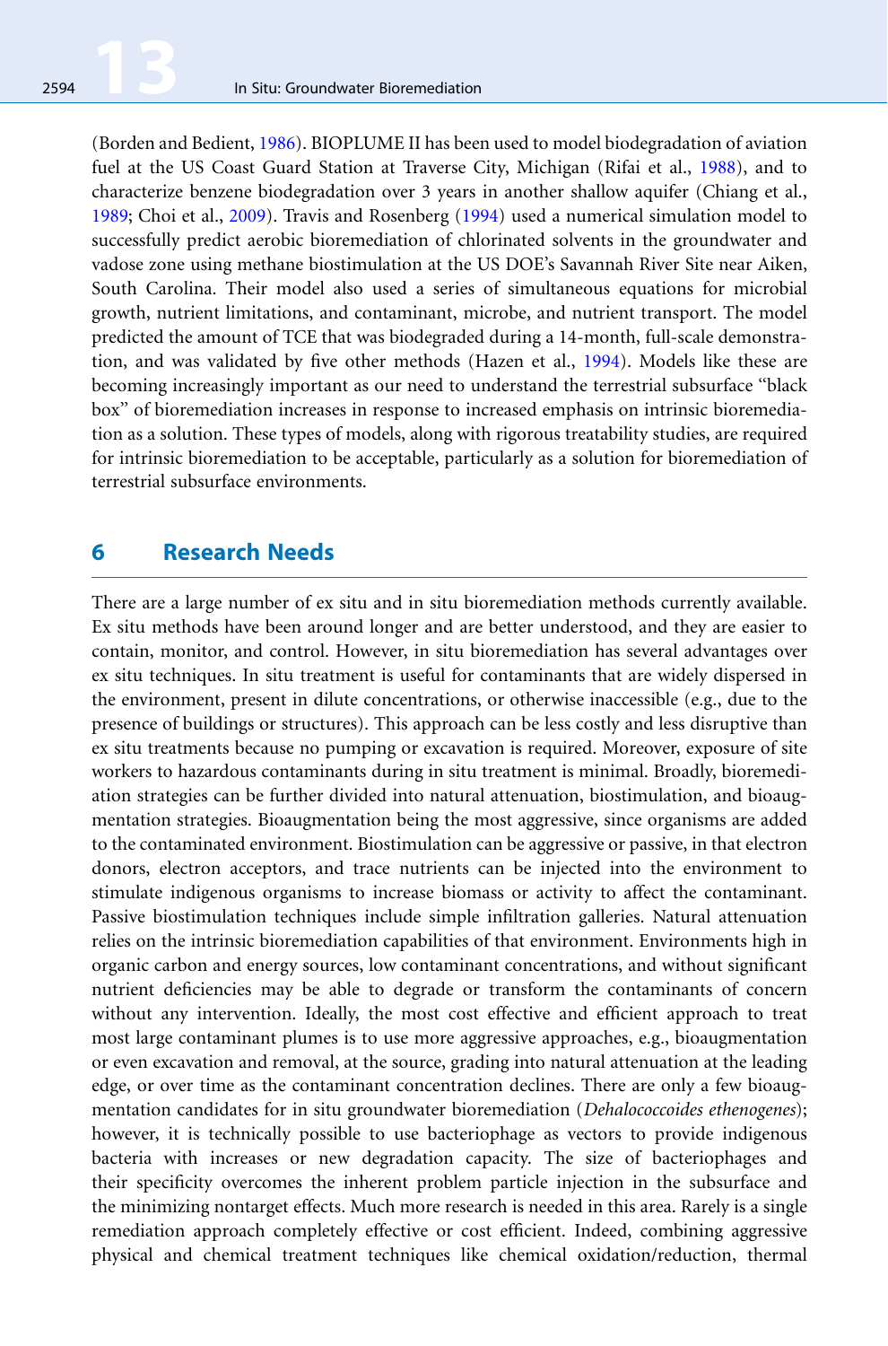(Borden and Bedient, 1986). BIOPLUME II has been used to model biodegradation of aviation fuel at the US Coast Guard Station at Traverse City, Michigan (Rifai et al., 1988), and to characterize benzene biodegradation over 3 years in another shallow aquifer (Chiang et al., 1989; Choi et al., 2009). Travis and Rosenberg (1994) used a numerical simulation model to successfully predict aerobic bioremediation of chlorinated solvents in the groundwater and vadose zone using methane biostimulation at the US DOE's Savannah River Site near Aiken, South Carolina. Their model also used a series of simultaneous equations for microbial growth, nutrient limitations, and contaminant, microbe, and nutrient transport. The model predicted the amount of TCE that was biodegraded during a 14-month, full-scale demonstration, and was validated by five other methods (Hazen et al., 1994). Models like these are becoming increasingly important as our need to understand the terrestrial subsurface "black box" of bioremediation increases in response to increased emphasis on intrinsic bioremediation as a solution. These types of models, along with rigorous treatability studies, are required for intrinsic bioremediation to be acceptable, particularly as a solution for bioremediation of terrestrial subsurface environments.

## 6 Research Needs

There are a large number of ex situ and in situ bioremediation methods currently available. Ex situ methods have been around longer and are better understood, and they are easier to contain, monitor, and control. However, in situ bioremediation has several advantages over ex situ techniques. In situ treatment is useful for contaminants that are widely dispersed in the environment, present in dilute concentrations, or otherwise inaccessible (e.g., due to the presence of buildings or structures). This approach can be less costly and less disruptive than ex situ treatments because no pumping or excavation is required. Moreover, exposure of site workers to hazardous contaminants during in situ treatment is minimal. Broadly, bioremediation strategies can be further divided into natural attenuation, biostimulation, and bioaugmentation strategies. Bioaugmentation being the most aggressive, since organisms are added to the contaminated environment. Biostimulation can be aggressive or passive, in that electron donors, electron acceptors, and trace nutrients can be injected into the environment to stimulate indigenous organisms to increase biomass or activity to affect the contaminant. Passive biostimulation techniques include simple infiltration galleries. Natural attenuation relies on the intrinsic bioremediation capabilities of that environment. Environments high in organic carbon and energy sources, low contaminant concentrations, and without significant nutrient deficiencies may be able to degrade or transform the contaminants of concern without any intervention. Ideally, the most cost effective and efficient approach to treat most large contaminant plumes is to use more aggressive approaches, e.g., bioaugmentation or even excavation and removal, at the source, grading into natural attenuation at the leading edge, or over time as the contaminant concentration declines. There are only a few bioaugmentation candidates for in situ groundwater bioremediation (*Dehalococcoides ethenogenes*); however, it is technically possible to use bacteriophage as vectors to provide indigenous bacteria with increases or new degradation capacity. The size of bacteriophages and their specificity overcomes the inherent problem particle injection in the subsurface and the minimizing nontarget effects. Much more research is needed in this area. Rarely is a single remediation approach completely effective or cost efficient. Indeed, combining aggressive physical and chemical treatment techniques like chemical oxidation/reduction, thermal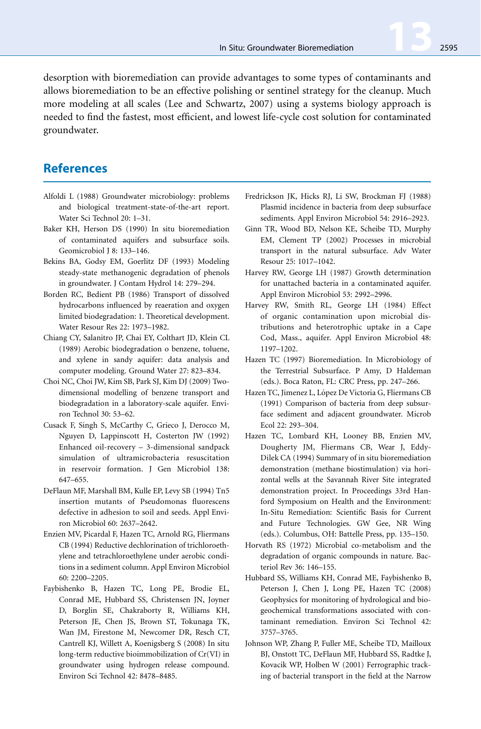desorption with bioremediation can provide advantages to some types of contaminants and allows bioremediation to be an effective polishing or sentinel strategy for the cleanup. Much more modeling at all scales (Lee and Schwartz, 2007) using a systems biology approach is needed to find the fastest, most efficient, and lowest life-cycle cost solution for contaminated groundwater.

## References

Alfoldi L (1988) Groundwater microbiology: problems and biological treatment-state-of-the-art report. Water Sci Technol 20: 1–31.

Baker KH, Herson DS (1990) In situ bioremediation of contaminated aquifers and subsurface soils. Geomicrobiol J 8: 133–146.

Bekins BA, Godsy EM, Goerlitz DF (1993) Modeling steady-state methanogenic degradation of phenols in groundwater. J Contam Hydrol 14: 279–294.

Borden RC, Bedient PB (1986) Transport of dissolved hydrocarbons influenced by reaeration and oxygen limited biodegradation: 1. Theoretical development. Water Resour Res 22: 1973–1982.

Chiang CY, Salanitro JP, Chai EY, Colthart JD, Klein CL (1989) Aerobic biodegradation o benzene, toluene, and xylene in sandy aquifer: data analysis and computer modeling. Ground Water 27: 823–834.

Choi NC, Choi JW, Kim SB, Park SJ, Kim DJ (2009) Two-dimensional modelling of benzene transport and biodegradation in a laboratory-scale aquifer. Environ Technol 30: 53–62.

Cusack F, Singh S, McCarthy C, Grieco J, Derocco M, Nguyen D, Lappinscott H, Costerton JW (1992) Enhanced oil-recovery – 3-dimensional sandpack simulation of ultramicrobacteria resuscitation in reservoir formation. J Gen Microbiol 138: 647–655.

DeFlaun MF, Marshall BM, Kulle EP, Levy SB (1994) Tn5 insertion mutants of Pseudomonas fluorescens defective in adhesion to soil and seeds. Appl Environ Microbiol 60: 2637–2642.

Enzien MV, Picardal F, Hazen TC, Arnold RG, Fliermans CB (1994) Reductive dechlorination of trichloroethylene and tetrachloroethylene under aerobic conditions in a sediment column. Appl Environ Microbiol 60: 2200–2205.

Faybishenko B, Hazen TC, Long PE, Brodie EL, Conrad ME, Hubbard SS, Christensen JN, Joyner D, Borglin SE, Chakraborty R, Williams KH, Peterson JE, Chen JS, Brown ST, Tokunaga TK, Wan JM, Firestone M, Newcomer DR, Resch CT, Cantrell KJ, Willett A, Koenigsberg S (2008) In situ long-term reductive bioimmobilization of Cr(VI) in groundwater using hydrogen release compound. Environ Sci Technol 42: 8478–8485.

Fredrickson JK, Hicks RJ, Li SW, Brockman FJ (1988) Plasmid incidence in bacteria from deep subsurface sediments. Appl Environ Microbiol 54: 2916–2923.

Ginn TR, Wood BD, Nelson KE, Scheibe TD, Murphy EM, Clement TP (2002) Processes in microbial transport in the natural subsurface. Adv Water Resour 25: 1017–1042.

Harvey RW, George LH (1987) Growth determination for unattached bacteria in a contaminated aquifer. Appl Environ Microbiol 53: 2992–2996.

Harvey RW, Smith RL, George LH (1984) Effect of organic contamination upon microbial distributions and heterotrophic uptake in a Cape Cod, Mass., aquifer. Appl Environ Microbiol 48: 1197–1202.

Hazen TC (1997) Bioremediation. In Microbiology of the Terrestrial Subsurface. P Amy, D Haldeman (eds.). Boca Raton, FL: CRC Press, pp. 247–266.

Hazen TC, Jimenez L, López De Victoria G, Fliermans CB (1991) Comparison of bacteria from deep subsurface sediment and adjacent groundwater. Microb Ecol 22: 293–304.

Hazen TC, Lombard KH, Looney BB, Enzien MV, Dougherty JM, Fliermans CB, Wear J, Eddy-Dilek CA (1994) Summary of in situ bioremediation demonstration (methane biostimulation) via horizontal wells at the Savannah River Site integrated demonstration project. In Proceedings 33rd Hanford Symposium on Health and the Environment: In-Situ Remediation: Scientific Basis for Current and Future Technologies. GW Gee, NR Wing (eds.). Columbus, OH: Battelle Press, pp. 135–150.

Horvath RS (1972) Microbial co-metabolism and the degradation of organic compounds in nature. Bacteriol Rev 36: 146–155.

Hubbard SS, Williams KH, Conrad ME, Faybishenko B, Peterson J, Chen J, Long PE, Hazen TC (2008) Geophysics for monitoring of hydrological and biogeochemical transformations associated with contaminant remediation. Environ Sci Technol 42: 3757–3765.

Johnson WP, Zhang P, Fuller ME, Scheibe TD, Mailloux BJ, Onstott TC, DeFlaun MF, Hubbard SS, Radtke J, Kovacik WP, Holben W (2001) Ferrographic tracking of bacterial transport in the field at the Narrow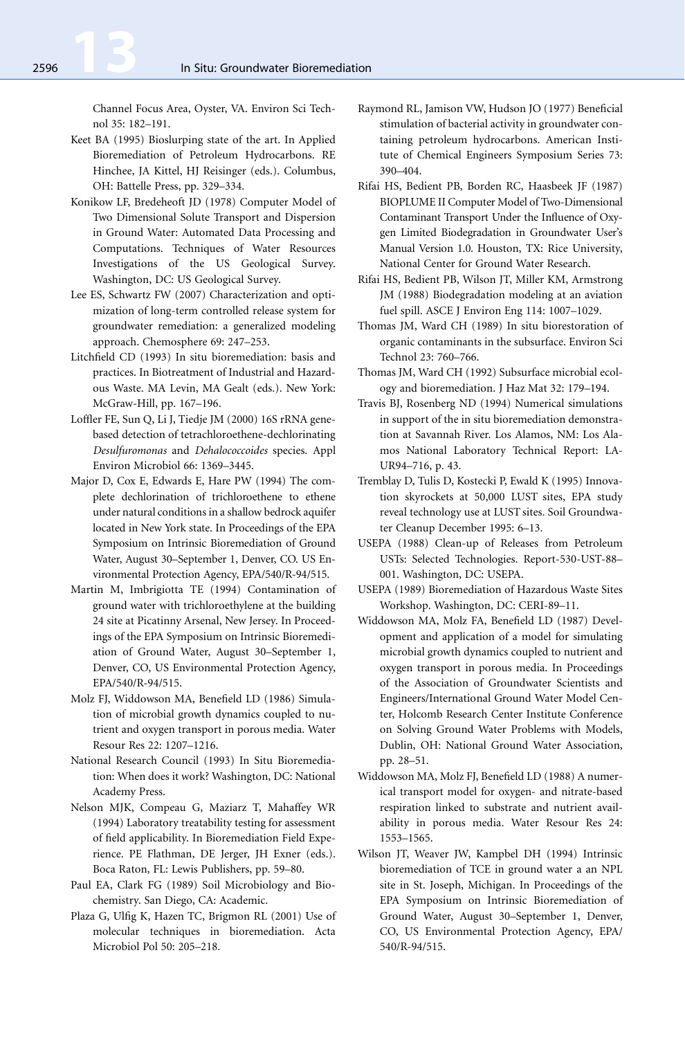Channel Focus Area, Oyster, VA. Environ Sci Technol 35: 182–191.

Keet BA (1995) Bioslurping state of the art. In Applied Bioremediation of Petroleum Hydrocarbons. RE Hinchee, JA Kittel, HJ Reisinger (eds.). Columbus, OH: Battelle Press, pp. 329–334.

Konikow LF, Bredeheoft JD (1978) Computer Model of Two Dimensional Solute Transport and Dispersion in Ground Water: Automated Data Processing and Computations. Techniques of Water Resources Investigations of the US Geological Survey. Washington, DC: US Geological Survey.

Lee ES, Schwartz FW (2007) Characterization and optimization of long-term controlled release system for groundwater remediation: a generalized modeling approach. Chemosphere 69: 247–253.

Litchfield CD (1993) In situ bioremediation: basis and practices. In Biotreatment of Industrial and Hazardous Waste. MA Levin, MA Gealt (eds.). New York: McGraw-Hill, pp. 167–196.

Loffler FE, Sun Q, Li J, Tiedje JM (2000) 16S rRNA gene-based detection of tetrachloroethene-dechlorinating *Desulfuromonas* and *Dehalococcoides* species. Appl Environ Microbiol 66: 1369–3445.

Major D, Cox E, Edwards E, Hare PW (1994) The complete dechlorination of trichloroethene to ethene under natural conditions in a shallow bedrock aquifer located in New York state. In Proceedings of the EPA Symposium on Intrinsic Bioremediation of Ground Water, August 30–September 1, Denver, CO. US Environmental Protection Agency, EPA/540/R-94/515.

Martin M, Imbrigiotta TE (1994) Contamination of ground water with trichloroethylene at the building 24 site at Picatinny Arsenal, New Jersey. In Proceedings of the EPA Symposium on Intrinsic Bioremediation of Ground Water, August 30–September 1, Denver, CO, US Environmental Protection Agency, EPA/540/R-94/515.

Molz FJ, Widdowson MA, Benefield LD (1986) Simulation of microbial growth dynamics coupled to nutrient and oxygen transport in porous media. Water Resour Res 22: 1207–1216.

National Research Council (1993) In Situ Bioremediation: When does it work? Washington, DC: National Academy Press.

Nelson MJK, Compeau G, Maziarz T, Mahaffey WR (1994) Laboratory treatability testing for assessment of field applicability. In Bioremediation Field Experience. PE Flathman, DE Jerger, JH Exner (eds.). Boca Raton, FL: Lewis Publishers, pp. 59–80.

Paul EA, Clark FG (1989) Soil Microbiology and Biochemistry. San Diego, CA: Academic.

Plaza G, Ulfig K, Hazen TC, Brigmon RL (2001) Use of molecular techniques in bioremediation. Acta Microbiol Pol 50: 205–218.

Raymond RL, Jamison VW, Hudson JO (1977) Beneficial stimulation of bacterial activity in groundwater containing petroleum hydrocarbons. American Institute of Chemical Engineers Symposium Series 73: 390–404.

Rifai HS, Bedient PB, Borden RC, Haasbeek JF (1987) BIOPLUME II Computer Model of Two-Dimensional Contaminant Transport Under the Influence of Oxygen Limited Biodegradation in Groundwater User's Manual Version 1.0. Houston, TX: Rice University, National Center for Ground Water Research.

Rifai HS, Bedient PB, Wilson JT, Miller KM, Armstrong JM (1988) Biodegradation modeling at an aviation fuel spill. ASCE J Environ Eng 114: 1007–1029.

Thomas JM, Ward CH (1989) In situ biorestoration of organic contaminants in the subsurface. Environ Sci Technol 23: 760–766.

Thomas JM, Ward CH (1992) Subsurface microbial ecology and bioremediation. J Haz Mat 32: 179–194.

Travis BJ, Rosenberg ND (1994) Numerical simulations in support of the in situ bioremediation demonstration at Savannah River. Los Alamos, NM: Los Alamos National Laboratory Technical Report: LA-UR94–716, p. 43.

Tremblay D, Tulis D, Kostecki P, Ewald K (1995) Innovation skyrockets at 50,000 LUST sites, EPA study reveal technology use at LUST sites. Soil Groundwater Cleanup December 1995: 6–13.

USEPA (1988) Clean-up of Releases from Petroleum USTs: Selected Technologies. Report-530-UST-88–001. Washington, DC: USEPA.

USEPA (1989) Bioremediation of Hazardous Waste Sites Workshop. Washington, DC: CERI-89–11.

Widdowson MA, Molz FA, Benefield LD (1987) Development and application of a model for simulating microbial growth dynamics coupled to nutrient and oxygen transport in porous media. In Proceedings of the Association of Groundwater Scientists and Engineers/International Ground Water Model Center, Holcomb Research Center Institute Conference on Solving Ground Water Problems with Models, Dublin, OH: National Ground Water Association, pp. 28–51.

Widdowson MA, Molz FJ, Benefield LD (1988) A numerical transport model for oxygen- and nitrate-based respiration linked to substrate and nutrient availability in porous media. Water Resour Res 24: 1553–1565.

Wilson JT, Weaver JW, Kampbel DH (1994) Intrinsic bioremediation of TCE in ground water a an NPL site in St. Joseph, Michigan. In Proceedings of the EPA Symposium on Intrinsic Bioremediation of Ground Water, August 30–September 1, Denver, CO, US Environmental Protection Agency, EPA/540/R-94/515.